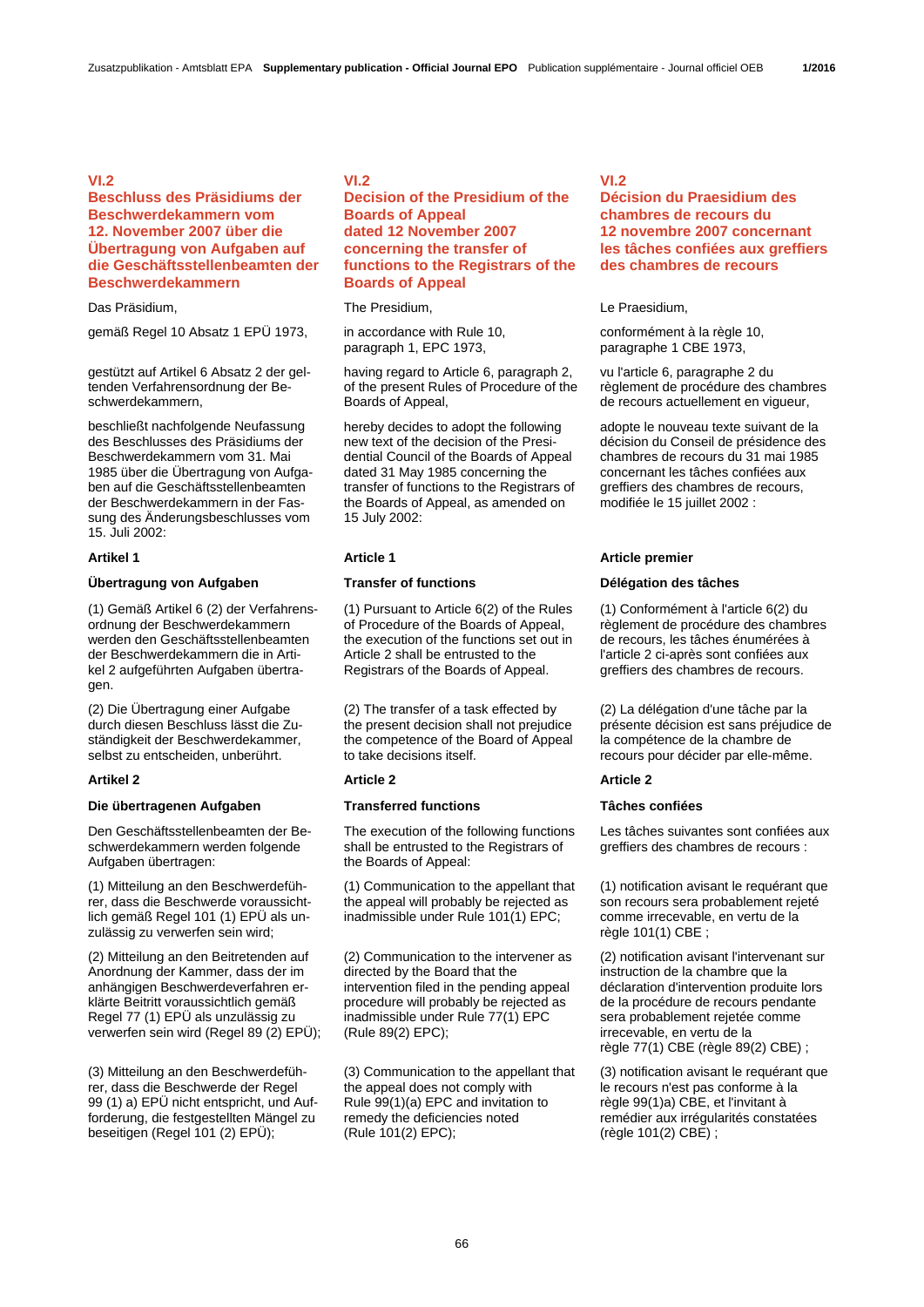## VI.2
## Beschluss des Präsidiums der Beschwerdekammern vom 12. November 2007 über die Übertragung von Aufgaben auf die Geschäftsstellenbeamten der Beschwerdekammern

Das Präsidium,

gemäß Regel 10 Absatz 1 EPÜ 1973,

gestützt auf Artikel 6 Absatz 2 der geltenden Verfahrensordnung der Beschwerdekammern,

beschließt nachfolgende Neufassung des Beschlusses des Präsidiums der Beschwerdekammern vom 31. Mai 1985 über die Übertragung von Aufgaben auf die Geschäftsstellenbeamten der Beschwerdekammern in der Fassung des Änderungsbeschlusses vom 15. Juli 2002:

**Artikel 1**

**Übertragung von Aufgaben**

(1) Gemäß Artikel 6 (2) der Verfahrensordnung der Beschwerdekammern werden den Geschäftsstellenbeamten der Beschwerdekammern die in Artikel 2 aufgeführten Aufgaben übertragen.

(2) Die Übertragung einer Aufgabe durch diesen Beschluss lässt die Zuständigkeit der Beschwerdekammer, selbst zu entscheiden, unberührt.

**Artikel 2**

**Die übertragenen Aufgaben**

Den Geschäftsstellenbeamten der Beschwerdekammern werden folgende Aufgaben übertragen:

(1) Mitteilung an den Beschwerdeführer, dass die Beschwerde voraussichtlich gemäß Regel 101 (1) EPÜ als unzulässig zu verwerfen sein wird;

(2) Mitteilung an den Beitretenden auf Anordnung der Kammer, dass der im anhängigen Beschwerdeverfahren erklärte Beitritt voraussichtlich gemäß Regel 77 (1) EPÜ als unzulässig zu verwerfen sein wird (Regel 89 (2) EPÜ);

(3) Mitteilung an den Beschwerdeführer, dass die Beschwerde der Regel 99 (1) a) EPÜ nicht entspricht, und Aufforderung, die festgestellten Mängel zu beseitigen (Regel 101 (2) EPÜ);

## VI.2
## Decision of the Presidium of the Boards of Appeal dated 12 November 2007 concerning the transfer of functions to the Registrars of the Boards of Appeal

The Presidium,

in accordance with Rule 10, paragraph 1, EPC 1973,

having regard to Article 6, paragraph 2, of the present Rules of Procedure of the Boards of Appeal,

hereby decides to adopt the following new text of the decision of the Presidential Council of the Boards of Appeal dated 31 May 1985 concerning the transfer of functions to the Registrars of the Boards of Appeal, as amended on 15 July 2002:

**Article 1**

**Transfer of functions**

(1) Pursuant to Article 6(2) of the Rules of Procedure of the Boards of Appeal, the execution of the functions set out in Article 2 shall be entrusted to the Registrars of the Boards of Appeal.

(2) The transfer of a task effected by the present decision shall not prejudice the competence of the Board of Appeal to take decisions itself.

**Article 2**

**Transferred functions**

The execution of the following functions shall be entrusted to the Registrars of the Boards of Appeal:

(1) Communication to the appellant that the appeal will probably be rejected as inadmissible under Rule 101(1) EPC;

(2) Communication to the intervener as directed by the Board that the intervention filed in the pending appeal procedure will probably be rejected as inadmissible under Rule 77(1) EPC (Rule 89(2) EPC);

(3) Communication to the appellant that the appeal does not comply with Rule 99(1)(a) EPC and invitation to remedy the deficiencies noted (Rule 101(2) EPC);

## VI.2
## Décision du Praesidium des chambres de recours du 12 novembre 2007 concernant les tâches confiées aux greffiers des chambres de recours

Le Praesidium,

conformément à la règle 10, paragraphe 1 CBE 1973,

vu l'article 6, paragraphe 2 du règlement de procédure des chambres de recours actuellement en vigueur,

adopte le nouveau texte suivant de la décision du Conseil de présidence des chambres de recours du 31 mai 1985 concernant les tâches confiées aux greffiers des chambres de recours, modifiée le 15 juillet 2002 :

**Article premier**

**Délégation des tâches**

(1) Conformément à l'article 6(2) du règlement de procédure des chambres de recours, les tâches énumérées à l'article 2 ci-après sont confiées aux greffiers des chambres de recours.

(2) La délégation d'une tâche par la présente décision est sans préjudice de la compétence de la chambre de recours pour décider par elle-même.

**Article 2**

**Tâches confiées**

Les tâches suivantes sont confiées aux greffiers des chambres de recours :

(1) notification avisant le requérant que son recours sera probablement rejeté comme irrecevable, en vertu de la règle 101(1) CBE ;

(2) notification avisant l'intervenant sur instruction de la chambre que la déclaration d'intervention produite lors de la procédure de recours pendante sera probablement rejetée comme irrecevable, en vertu de la règle 77(1) CBE (règle 89(2) CBE) ;

(3) notification avisant le requérant que le recours n'est pas conforme à la règle 99(1)a) CBE, et l'invitant à remédier aux irrégularités constatées (règle 101(2) CBE) ;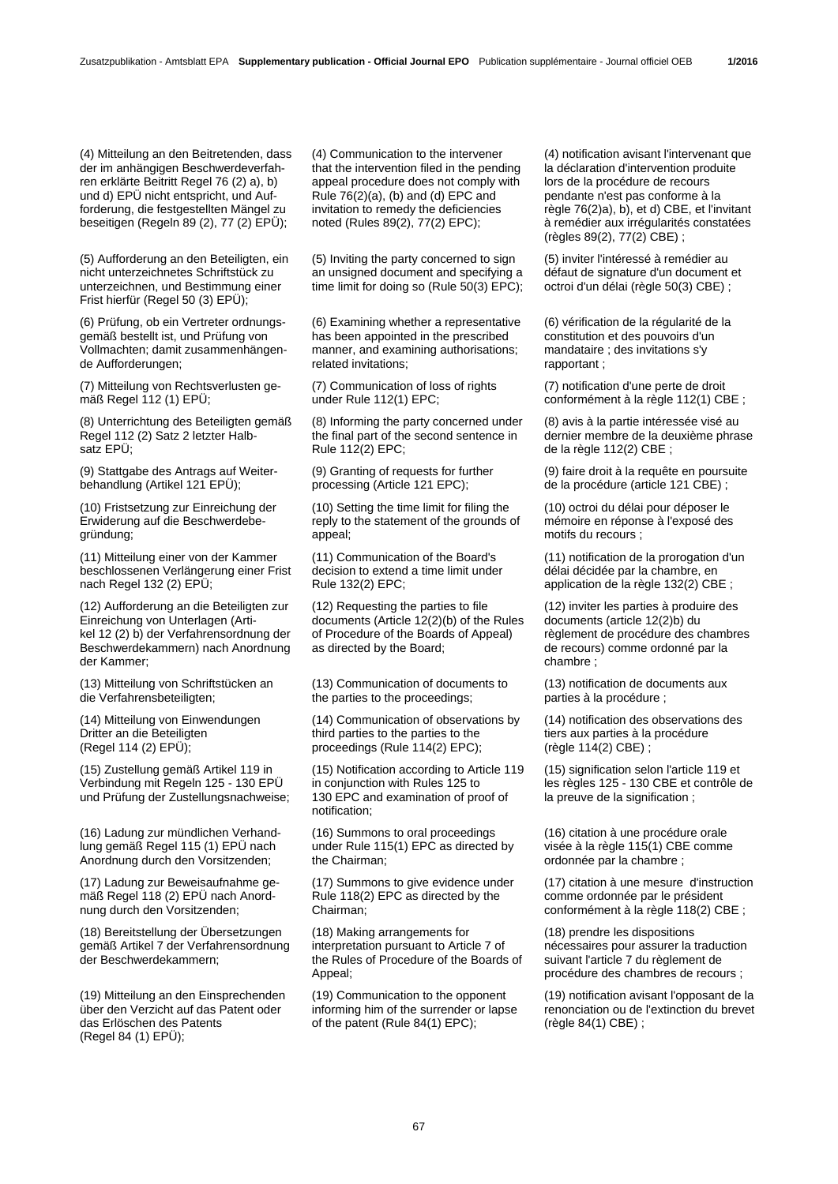(4) Mitteilung an den Beitretenden, dass der im anhängigen Beschwerdeverfahren erklärte Beitritt Regel 76 (2) a), b) und d) EPÜ nicht entspricht, und Aufforderung, die festgestellten Mängel zu beseitigen (Regeln 89 (2), 77 (2) EPÜ);

(5) Aufforderung an den Beteiligten, ein nicht unterzeichnetes Schriftstück zu unterzeichnen, und Bestimmung einer Frist hierfür (Regel 50 (3) EPÜ);

(6) Prüfung, ob ein Vertreter ordnungsgemäß bestellt ist, und Prüfung von Vollmachten; damit zusammenhängende Aufforderungen;

(7) Mitteilung von Rechtsverlusten gemäß Regel 112 (1) EPÜ;

(8) Unterrichtung des Beteiligten gemäß Regel 112 (2) Satz 2 letzter Halbsatz EPÜ;

(9) Stattgabe des Antrags auf Weiterbehandlung (Artikel 121 EPÜ);

(10) Fristsetzung zur Einreichung der Erwiderung auf die Beschwerdebegründung;

(11) Mitteilung einer von der Kammer beschlossenen Verlängerung einer Frist nach Regel 132 (2) EPÜ;

(12) Aufforderung an die Beteiligten zur Einreichung von Unterlagen (Artikel 12 (2) b) der Verfahrensordnung der Beschwerdekammern) nach Anordnung der Kammer;

(13) Mitteilung von Schriftstücken an die Verfahrensbeteiligten;

(14) Mitteilung von Einwendungen Dritter an die Beteiligten (Regel 114 (2) EPÜ);

(15) Zustellung gemäß Artikel 119 in Verbindung mit Regeln 125 - 130 EPÜ und Prüfung der Zustellungsnachweise;

(16) Ladung zur mündlichen Verhandlung gemäß Regel 115 (1) EPÜ nach Anordnung durch den Vorsitzenden;

(17) Ladung zur Beweisaufnahme gemäß Regel 118 (2) EPÜ nach Anordnung durch den Vorsitzenden;

(18) Bereitstellung der Übersetzungen gemäß Artikel 7 der Verfahrensordnung der Beschwerdekammern;

(19) Mitteilung an den Einsprechenden über den Verzicht auf das Patent oder das Erlöschen des Patents (Regel 84 (1) EPÜ);

(4) Communication to the intervener that the intervention filed in the pending appeal procedure does not comply with Rule 76(2)(a), (b) and (d) EPC and invitation to remedy the deficiencies noted (Rules 89(2), 77(2) EPC);

(5) Inviting the party concerned to sign an unsigned document and specifying a time limit for doing so (Rule 50(3) EPC);

(6) Examining whether a representative has been appointed in the prescribed manner, and examining authorisations; related invitations;

(7) Communication of loss of rights under Rule 112(1) EPC;

(8) Informing the party concerned under the final part of the second sentence in Rule 112(2) EPC;

(9) Granting of requests for further processing (Article 121 EPC);

(10) Setting the time limit for filing the reply to the statement of the grounds of appeal;

(11) Communication of the Board's decision to extend a time limit under Rule 132(2) EPC;

(12) Requesting the parties to file documents (Article 12(2)(b) of the Rules of Procedure of the Boards of Appeal) as directed by the Board;

(13) Communication of documents to the parties to the proceedings;

(14) Communication of observations by third parties to the parties to the proceedings (Rule 114(2) EPC);

(15) Notification according to Article 119 in conjunction with Rules 125 to 130 EPC and examination of proof of notification;

(16) Summons to oral proceedings under Rule 115(1) EPC as directed by the Chairman;

(17) Summons to give evidence under Rule 118(2) EPC as directed by the Chairman;

(18) Making arrangements for interpretation pursuant to Article 7 of the Rules of Procedure of the Boards of Appeal;

(19) Communication to the opponent informing him of the surrender or lapse of the patent (Rule 84(1) EPC);

(4) notification avisant l'intervenant que la déclaration d'intervention produite lors de la procédure de recours pendante n'est pas conforme à la règle 76(2)a), b), et d) CBE, et l'invitant à remédier aux irrégularités constatées (règles 89(2), 77(2) CBE) ;

(5) inviter l'intéressé à remédier au défaut de signature d'un document et octroi d'un délai (règle 50(3) CBE) ;

(6) vérification de la régularité de la constitution et des pouvoirs d'un mandataire ; des invitations s'y rapportant ;

(7) notification d'une perte de droit conformément à la règle 112(1) CBE ;

(8) avis à la partie intéressée visé au dernier membre de la deuxième phrase de la règle 112(2) CBE ;

(9) faire droit à la requête en poursuite de la procédure (article 121 CBE) ;

(10) octroi du délai pour déposer le mémoire en réponse à l'exposé des motifs du recours ;

(11) notification de la prorogation d'un délai décidée par la chambre, en application de la règle 132(2) CBE ;

(12) inviter les parties à produire des documents (article 12(2)b) du règlement de procédure des chambres de recours) comme ordonné par la chambre ;

(13) notification de documents aux parties à la procédure ;

(14) notification des observations des tiers aux parties à la procédure (règle 114(2) CBE) ;

(15) signification selon l'article 119 et les règles 125 - 130 CBE et contrôle de la preuve de la signification ;

(16) citation à une procédure orale visée à la règle 115(1) CBE comme ordonnée par la chambre ;

(17) citation à une mesure d'instruction comme ordonnée par le président conformément à la règle 118(2) CBE ;

(18) prendre les dispositions nécessaires pour assurer la traduction suivant l'article 7 du règlement de procédure des chambres de recours ;

(19) notification avisant l'opposant de la renonciation ou de l'extinction du brevet (règle 84(1) CBE) ;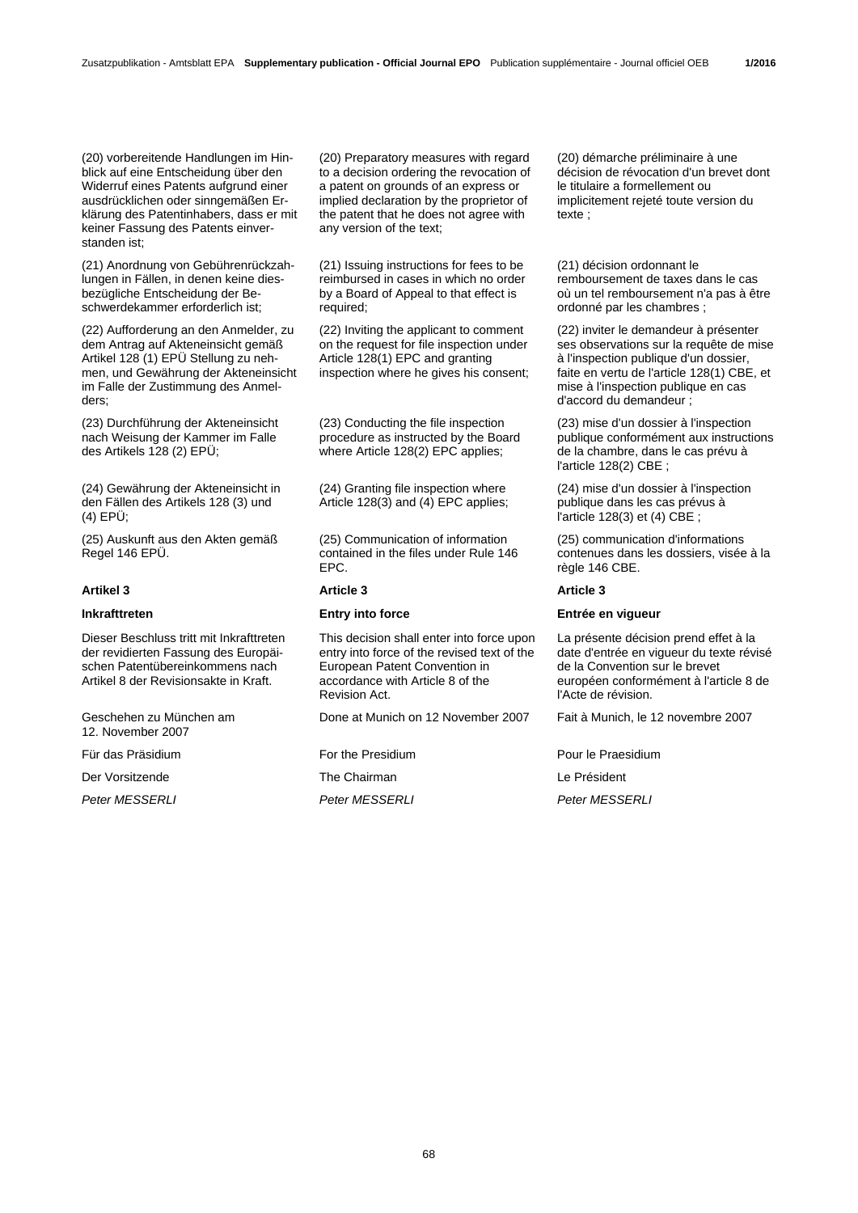(20) vorbereitende Handlungen im Hinblick auf eine Entscheidung über den Widerruf eines Patents aufgrund einer ausdrücklichen oder sinngemäßen Erklärung des Patentinhabers, dass er mit keiner Fassung des Patents einverstanden ist;

(21) Anordnung von Gebührenrückzahlungen in Fällen, in denen keine diesbezügliche Entscheidung der Beschwerdekammer erforderlich ist;

(22) Aufforderung an den Anmelder, zu dem Antrag auf Akteneinsicht gemäß Artikel 128 (1) EPÜ Stellung zu nehmen, und Gewährung der Akteneinsicht im Falle der Zustimmung des Anmelders;

(23) Durchführung der Akteneinsicht nach Weisung der Kammer im Falle des Artikels 128 (2) EPÜ;

(24) Gewährung der Akteneinsicht in den Fällen des Artikels 128 (3) und (4) EPÜ;

(25) Auskunft aus den Akten gemäß Regel 146 EPÜ.

**Artikel 3**

**Inkrafttreten**

Dieser Beschluss tritt mit Inkrafttreten der revidierten Fassung des Europäischen Patentübereinkommens nach Artikel 8 der Revisionsakte in Kraft.

Geschehen zu München am 12. November 2007

Für das Präsidium

Der Vorsitzende

*Peter MESSERLI*

(20) Preparatory measures with regard to a decision ordering the revocation of a patent on grounds of an express or implied declaration by the proprietor of the patent that he does not agree with any version of the text;

(21) Issuing instructions for fees to be reimbursed in cases in which no order by a Board of Appeal to that effect is required;

(22) Inviting the applicant to comment on the request for file inspection under Article 128(1) EPC and granting inspection where he gives his consent;

(23) Conducting the file inspection procedure as instructed by the Board where Article 128(2) EPC applies;

(24) Granting file inspection where Article 128(3) and (4) EPC applies;

(25) Communication of information contained in the files under Rule 146 EPC.

**Article 3**

**Entry into force**

This decision shall enter into force upon entry into force of the revised text of the European Patent Convention in accordance with Article 8 of the Revision Act.

Done at Munich on 12 November 2007

For the Presidium

The Chairman

*Peter MESSERLI*

(20) démarche préliminaire à une décision de révocation d'un brevet dont le titulaire a formellement ou implicitement rejeté toute version du texte ;

(21) décision ordonnant le remboursement de taxes dans le cas où un tel remboursement n'a pas à être ordonné par les chambres ;

(22) inviter le demandeur à présenter ses observations sur la requête de mise à l'inspection publique d'un dossier, faite en vertu de l'article 128(1) CBE, et mise à l'inspection publique en cas d'accord du demandeur ;

(23) mise d'un dossier à l'inspection publique conformément aux instructions de la chambre, dans le cas prévu à l'article 128(2) CBE ;

(24) mise d'un dossier à l'inspection publique dans les cas prévus à l'article 128(3) et (4) CBE ;

(25) communication d'informations contenues dans les dossiers, visée à la règle 146 CBE.

**Article 3**

**Entrée en vigueur**

La présente décision prend effet à la date d'entrée en vigueur du texte révisé de la Convention sur le brevet européen conformément à l'article 8 de l'Acte de révision.

Fait à Munich, le 12 novembre 2007

Pour le Praesidium

Le Président

*Peter MESSERLI*